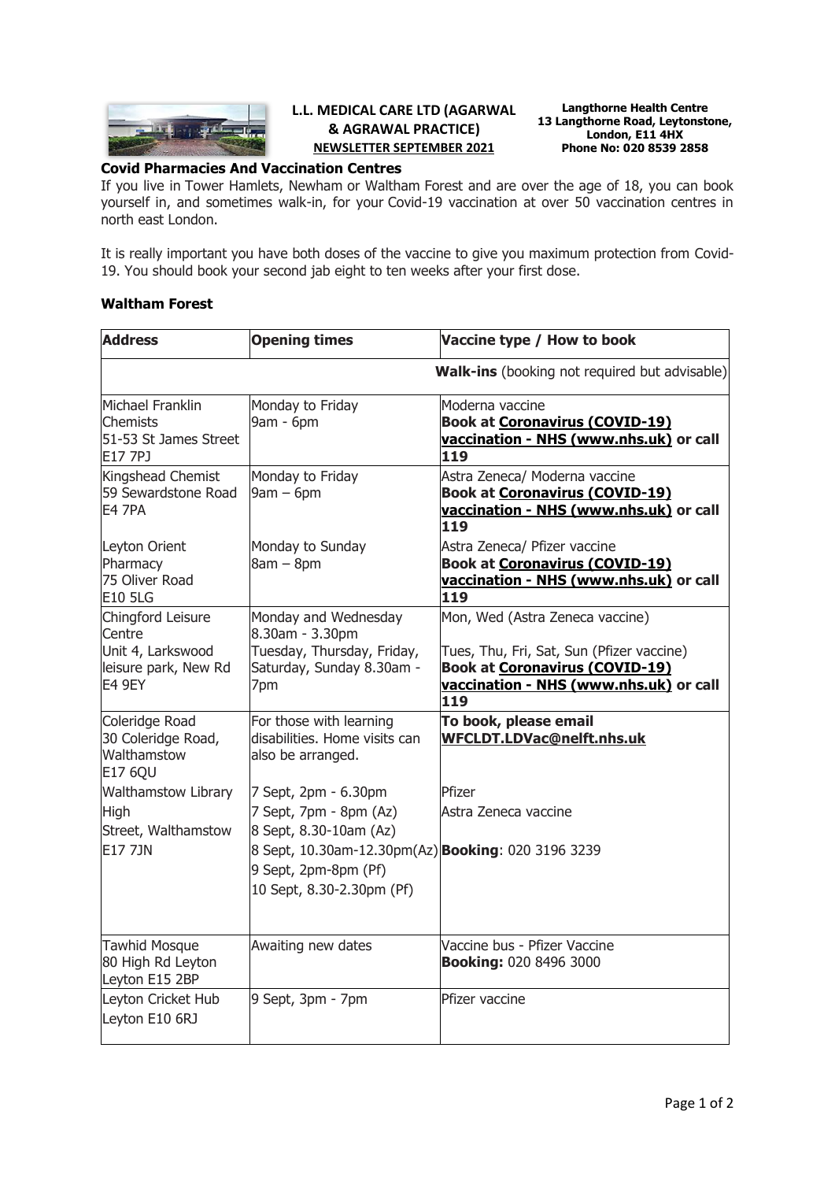**L.L. MEDICAL CARE LTD (AGARWAL & AGRAWAL PRACTICE)**
**NEWSLETTER SEPTEMBER 2021**

**Langthorne Health Centre**
**13 Langthorne Road, Leytonstone, London, E11 4HX**
**Phone No: 020 8539 2858**

### Covid Pharmacies And Vaccination Centres

If you live in Tower Hamlets, Newham or Waltham Forest and are over the age of 18, you can book yourself in, and sometimes walk-in, for your Covid-19 vaccination at over 50 vaccination centres in north east London.

It is really important you have both doses of the vaccine to give you maximum protection from Covid-19. You should book your second jab eight to ten weeks after your first dose.

### Waltham Forest

| Address | Opening times | Vaccine type / How to book |
|---|---|---|
| | | **Walk-ins** (booking not required but advisable) |
| Michael Franklin Chemists 51-53 St James Street E17 7PJ | Monday to Friday 9am - 6pm | Moderna vaccine **Book at Coronavirus (COVID-19) vaccination - NHS (www.nhs.uk) or call 119** |
| Kingshead Chemist 59 Sewardstone Road E4 7PA | Monday to Friday 9am – 6pm | Astra Zeneca/ Moderna vaccine **Book at Coronavirus (COVID-19) vaccination - NHS (www.nhs.uk) or call 119** |
| Leyton Orient Pharmacy 75 Oliver Road E10 5LG | Monday to Sunday 8am – 8pm | Astra Zeneca/ Pfizer vaccine **Book at Coronavirus (COVID-19) vaccination - NHS (www.nhs.uk) or call 119** |
| Chingford Leisure Centre Unit 4, Larkswood leisure park, New Rd E4 9EY | Monday and Wednesday 8.30am - 3.30pm Tuesday, Thursday, Friday, Saturday, Sunday 8.30am - 7pm | Mon, Wed (Astra Zeneca vaccine) Tues, Thu, Fri, Sat, Sun (Pfizer vaccine) **Book at Coronavirus (COVID-19) vaccination - NHS (www.nhs.uk) or call 119** |
| Coleridge Road 30 Coleridge Road, Walthamstow E17 6QU | For those with learning disabilities. Home visits can also be arranged. | **To book, please email WFCLDT.LDVac@nelft.nhs.uk** |
| Walthamstow Library High Street, Walthamstow E17 7JN | 7 Sept, 2pm - 6.30pm<br>7 Sept, 7pm - 8pm (Az)<br>8 Sept, 8.30-10am (Az)<br>8 Sept, 10.30am-12.30pm(Az)<br>9 Sept, 2pm-8pm (Pf)<br>10 Sept, 8.30-2.30pm (Pf) | Pfizer<br>Astra Zeneca vaccine<br>**Booking**: 020 3196 3239 |
| Tawhid Mosque 80 High Rd Leyton Leyton E15 2BP | Awaiting new dates | Vaccine bus - Pfizer Vaccine **Booking:** 020 8496 3000 |
| Leyton Cricket Hub Leyton E10 6RJ | 9 Sept, 3pm - 7pm | Pfizer vaccine |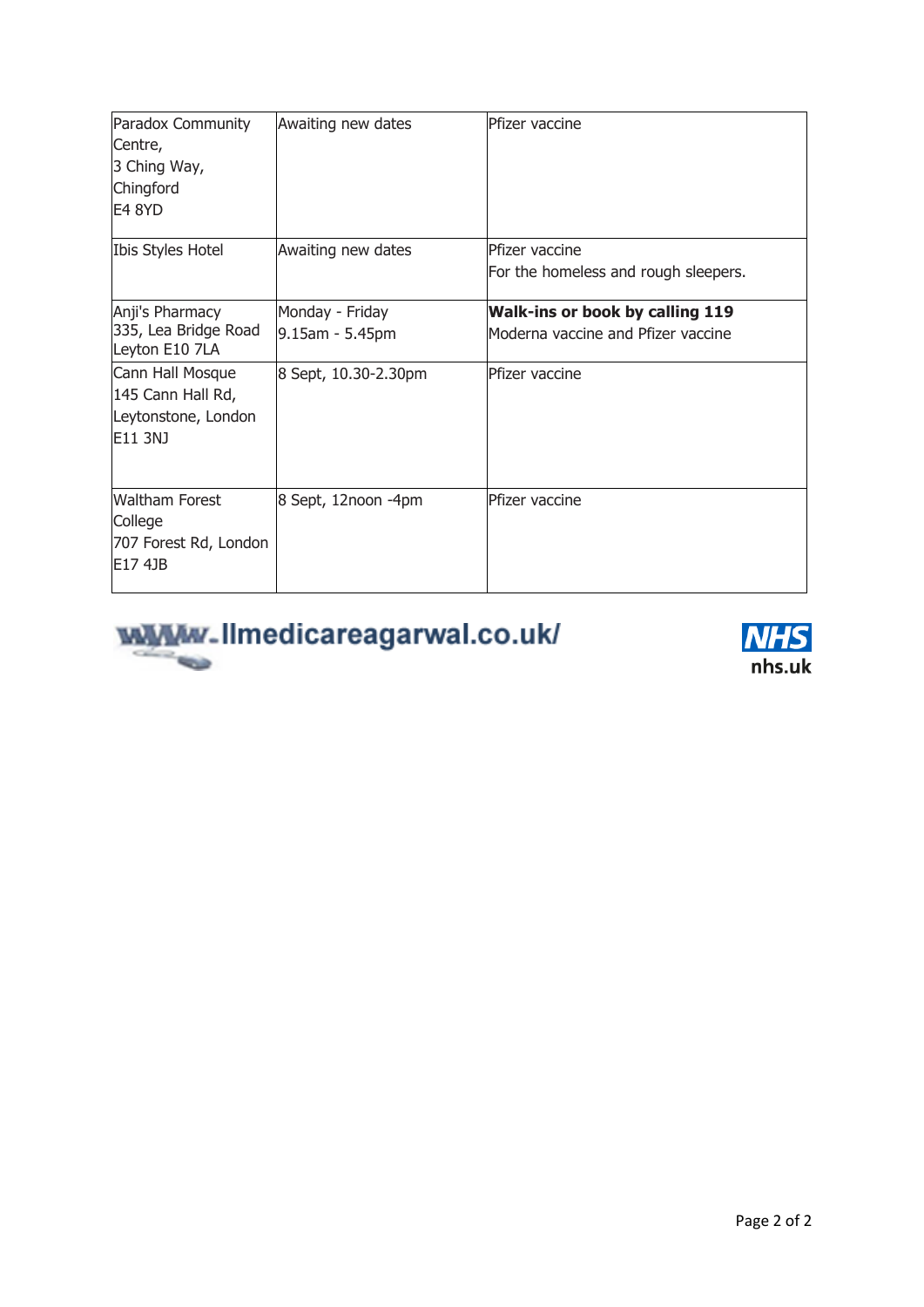| | | |
|---|---|---|
| Paradox Community Centre,<br>3 Ching Way,<br>Chingford<br>E4 8YD | Awaiting new dates | Pfizer vaccine |
| Ibis Styles Hotel | Awaiting new dates | Pfizer vaccine<br>For the homeless and rough sleepers. |
| Anji's Pharmacy<br>335, Lea Bridge Road<br>Leyton E10 7LA | Monday - Friday<br>9.15am - 5.45pm | **Walk-ins or book by calling 119**<br>Moderna vaccine and Pfizer vaccine |
| Cann Hall Mosque<br>145 Cann Hall Rd,<br>Leytonstone, London<br>E11 3NJ | 8 Sept, 10.30-2.30pm | Pfizer vaccine |
| Waltham Forest College<br>707 Forest Rd, London<br>E17 4JB | 8 Sept, 12noon -4pm | Pfizer vaccine |

www.llmedicareagarwal.co.uk/

NHS
nhs.uk